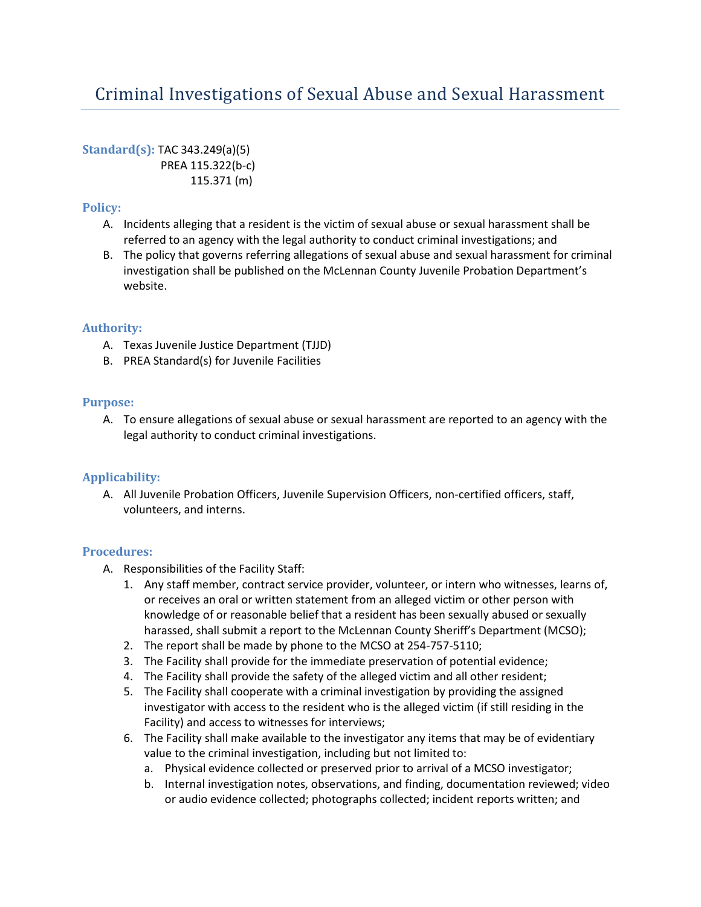# Criminal Investigations of Sexual Abuse and Sexual Harassment

**Standard(s):** TAC 343.249(a)(5)
PREA 115.322(b-c)
115.371 (m)

**Policy:**

A. Incidents alleging that a resident is the victim of sexual abuse or sexual harassment shall be referred to an agency with the legal authority to conduct criminal investigations; and
B. The policy that governs referring allegations of sexual abuse and sexual harassment for criminal investigation shall be published on the McLennan County Juvenile Probation Department's website.

**Authority:**

A. Texas Juvenile Justice Department (TJJD)
B. PREA Standard(s) for Juvenile Facilities

**Purpose:**

A. To ensure allegations of sexual abuse or sexual harassment are reported to an agency with the legal authority to conduct criminal investigations.

**Applicability:**

A. All Juvenile Probation Officers, Juvenile Supervision Officers, non-certified officers, staff, volunteers, and interns.

**Procedures:**

A. Responsibilities of the Facility Staff:
   1. Any staff member, contract service provider, volunteer, or intern who witnesses, learns of, or receives an oral or written statement from an alleged victim or other person with knowledge of or reasonable belief that a resident has been sexually abused or sexually harassed, shall submit a report to the McLennan County Sheriff's Department (MCSO);
   2. The report shall be made by phone to the MCSO at 254-757-5110;
   3. The Facility shall provide for the immediate preservation of potential evidence;
   4. The Facility shall provide the safety of the alleged victim and all other resident;
   5. The Facility shall cooperate with a criminal investigation by providing the assigned investigator with access to the resident who is the alleged victim (if still residing in the Facility) and access to witnesses for interviews;
   6. The Facility shall make available to the investigator any items that may be of evidentiary value to the criminal investigation, including but not limited to:
      a. Physical evidence collected or preserved prior to arrival of a MCSO investigator;
      b. Internal investigation notes, observations, and finding, documentation reviewed; video or audio evidence collected; photographs collected; incident reports written; and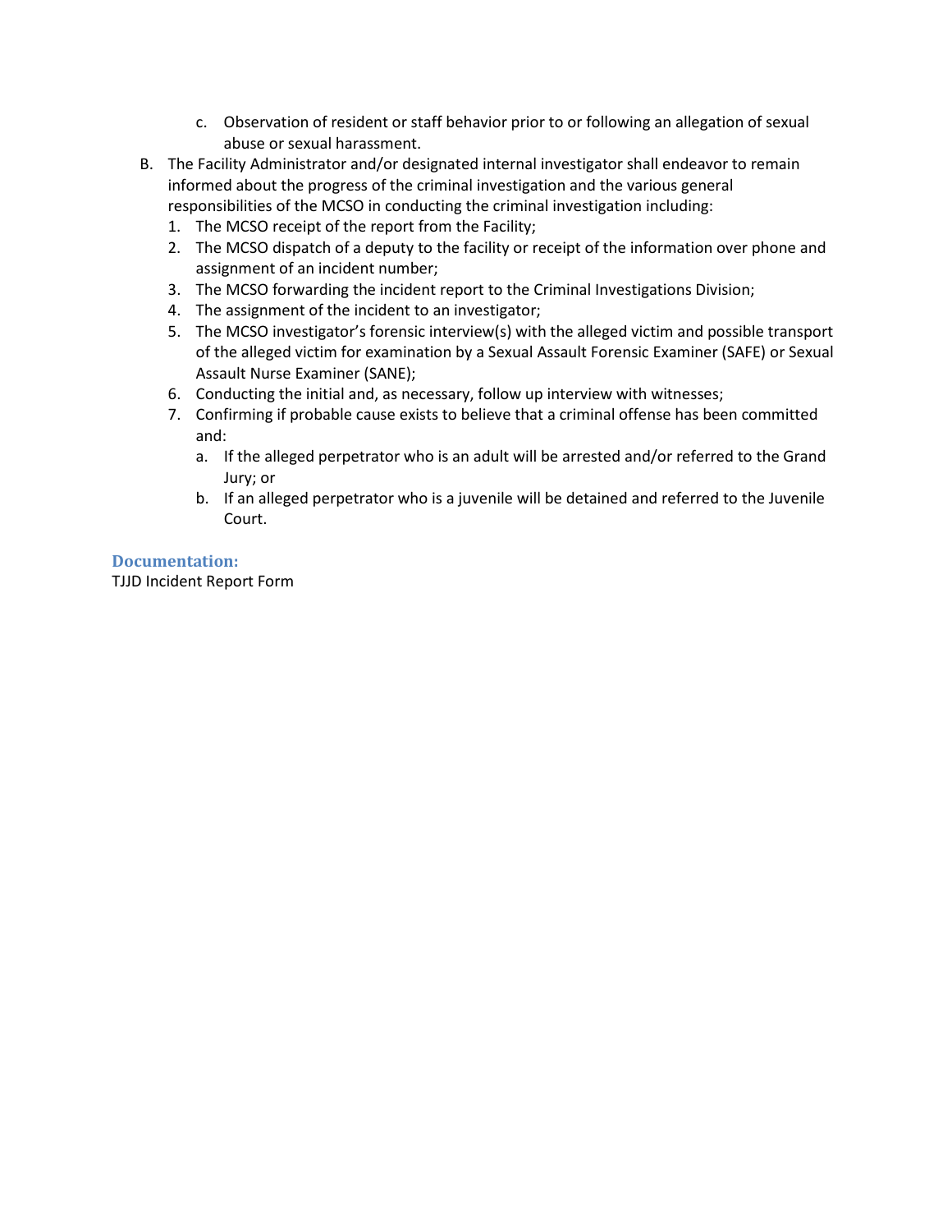c. Observation of resident or staff behavior prior to or following an allegation of sexual abuse or sexual harassment.

B. The Facility Administrator and/or designated internal investigator shall endeavor to remain informed about the progress of the criminal investigation and the various general responsibilities of the MCSO in conducting the criminal investigation including:
   1. The MCSO receipt of the report from the Facility;
   2. The MCSO dispatch of a deputy to the facility or receipt of the information over phone and assignment of an incident number;
   3. The MCSO forwarding the incident report to the Criminal Investigations Division;
   4. The assignment of the incident to an investigator;
   5. The MCSO investigator's forensic interview(s) with the alleged victim and possible transport of the alleged victim for examination by a Sexual Assault Forensic Examiner (SAFE) or Sexual Assault Nurse Examiner (SANE);
   6. Conducting the initial and, as necessary, follow up interview with witnesses;
   7. Confirming if probable cause exists to believe that a criminal offense has been committed and:
      a. If the alleged perpetrator who is an adult will be arrested and/or referred to the Grand Jury; or
      b. If an alleged perpetrator who is a juvenile will be detained and referred to the Juvenile Court.

### Documentation:

TJJD Incident Report Form